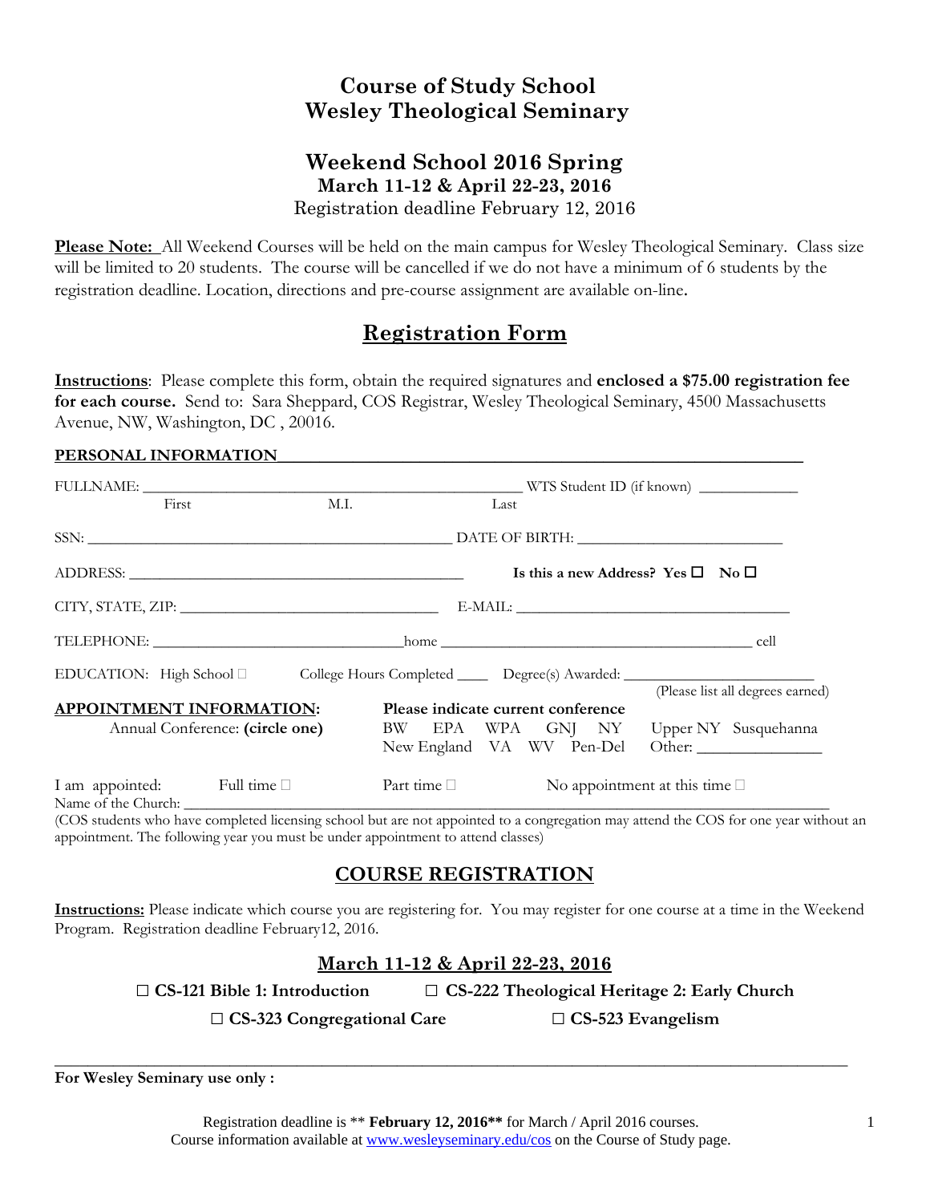# Course of Study School
# Wesley Theological Seminary

## Weekend School 2016 Spring
**March 11-12 & April 22-23, 2016**
Registration deadline February 12, 2016

**Please Note:** All Weekend Courses will be held on the main campus for Wesley Theological Seminary. Class size will be limited to 20 students. The course will be cancelled if we do not have a minimum of 6 students by the registration deadline. Location, directions and pre-course assignment are available on-line.

## Registration Form

**Instructions**: Please complete this form, obtain the required signatures and **enclosed a $75.00 registration fee for each course.** Send to: Sara Sheppard, COS Registrar, Wesley Theological Seminary, 4500 Massachusetts Avenue, NW, Washington, DC , 20016.

**PERSONAL INFORMATION**

FULLNAME: ______________________________________________ WTS Student ID (if known) ____________
First M.I. Last

SSN: ______________________________________________ DATE OF BIRTH: __________________________

ADDRESS: ___________________________________________ **Is this a new Address? Yes ☐ No ☐**

CITY, STATE, ZIP: ________________________________ E-MAIL: ___________________________________

TELEPHONE: ________________________________home _________________________________________ cell

EDUCATION: High School ☐ College Hours Completed ____ Degree(s) Awarded: _______________________
(Please list all degrees earned)

**APPOINTMENT INFORMATION:**
Annual Conference: **(circle one)**

**Please indicate current conference**
BW EPA WPA GNJ NY Upper NY Susquehanna
New England VA WV Pen-Del Other: _______________

I am appointed: Full time ☐ Part time ☐ No appointment at this time ☐

Name of the Church: ___________________________________________________________________________

(COS students who have completed licensing school but are not appointed to a congregation may attend the COS for one year without an appointment. The following year you must be under appointment to attend classes)

## COURSE REGISTRATION

**Instructions:** Please indicate which course you are registering for. You may register for one course at a time in the Weekend Program. Registration deadline February12, 2016.

### March 11-12 & April 22-23, 2016

☐ **CS-121 Bible 1: Introduction** ☐ **CS-222 Theological Heritage 2: Early Church**

☐ **CS-323 Congregational Care** ☐ **CS-523 Evangelism**

---

**For Wesley Seminary use only :**

Registration deadline is ** **February 12, 2016**** for March / April 2016 courses.
Course information available at www.wesleyseminary.edu/cos on the Course of Study page.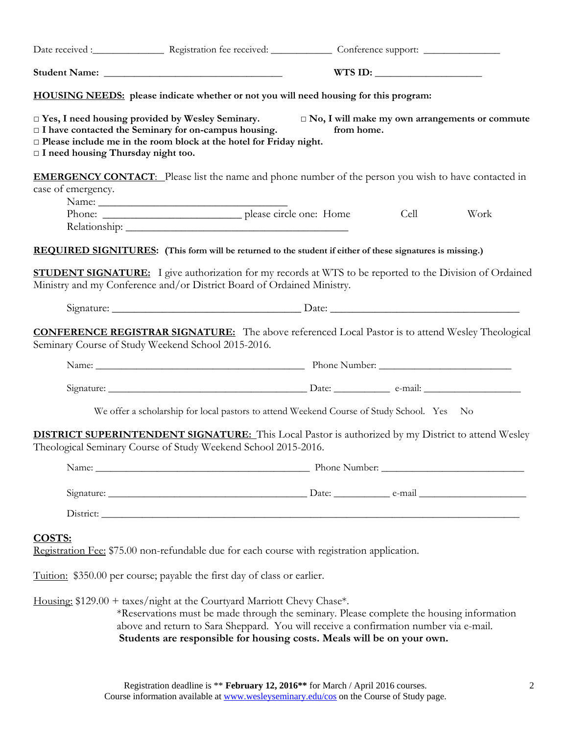Date received :______________ Registration fee received: ____________ Conference support: _______________

**Student Name:** ___________________________________ **WTS ID:** _____________________

**HOUSING NEEDS: please indicate whether or not you will need housing for this program:**

**□ Yes, I need housing provided by Wesley Seminary.**
**□ I have contacted the Seminary for on-campus housing.**
**□ Please include me in the room block at the hotel for Friday night.**
**□ I need housing Thursday night too.**

**□ No, I will make my own arrangements or commute from home.**

**EMERGENCY CONTACT**: Please list the name and phone number of the person you wish to have contacted in case of emergency.

Name: ____________________________________

Phone: __________________________ please circle one: Home Cell Work

Relationship: __________________________________________

**REQUIRED SIGNITURES: (This form will be returned to the student if either of these signatures is missing.)**

**STUDENT SIGNATURE:** I give authorization for my records at WTS to be reported to the Division of Ordained Ministry and my Conference and/or District Board of Ordained Ministry.

Signature: ___________________________________ Date: ___________________________________

**CONFERENCE REGISTRAR SIGNATURE:** The above referenced Local Pastor is to attend Wesley Theological Seminary Course of Study Weekend School 2015-2016.

Name: _________________________________________ Phone Number: _________________________

Signature: ______________________________________ Date: ___________ e-mail: ___________________

We offer a scholarship for local pastors to attend Weekend Course of Study School. Yes No

**DISTRICT SUPERINTENDENT SIGNATURE:** This Local Pastor is authorized by my District to attend Wesley Theological Seminary Course of Study Weekend School 2015-2016.

Name: __________________________________________ Phone Number: ____________________________

Signature: _______________________________________ Date: ___________ e-mail _____________________

District: ___________________________________________________________________________________

**COSTS:**

Registration Fee: $75.00 non-refundable due for each course with registration application.

Tuition: $350.00 per course; payable the first day of class or earlier.

Housing: $129.00 + taxes/night at the Courtyard Marriott Chevy Chase*.

*Reservations must be made through the seminary. Please complete the housing information above and return to Sara Sheppard. You will receive a confirmation number via e-mail.
**Students are responsible for housing costs. Meals will be on your own.**

Registration deadline is ** **February 12, 2016**** for March / April 2016 courses.
Course information available at www.wesleyseminary.edu/cos on the Course of Study page.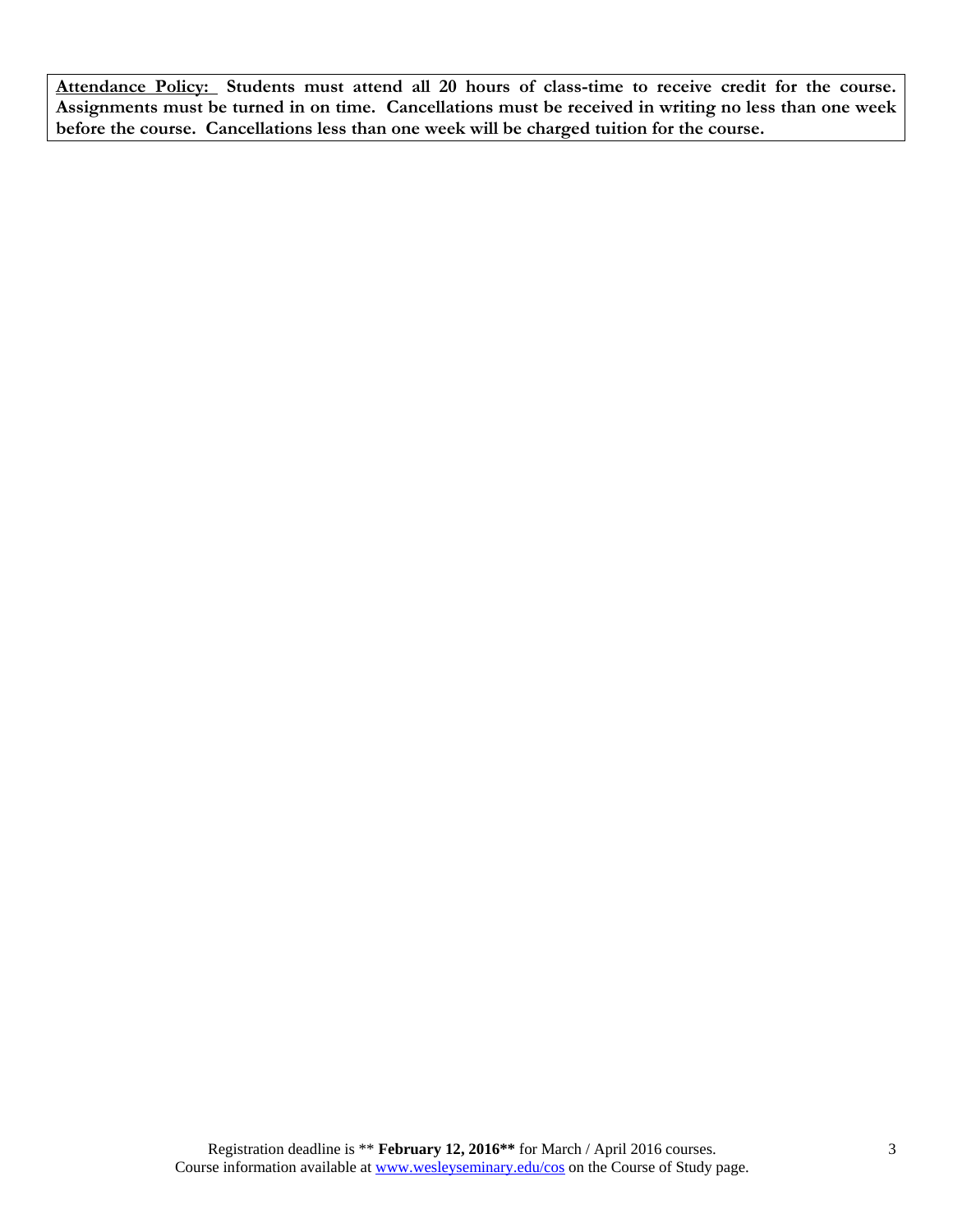**<u>Attendance Policy:</u> Students must attend all 20 hours of class-time to receive credit for the course. Assignments must be turned in on time. Cancellations must be received in writing no less than one week before the course. Cancellations less than one week will be charged tuition for the course.**